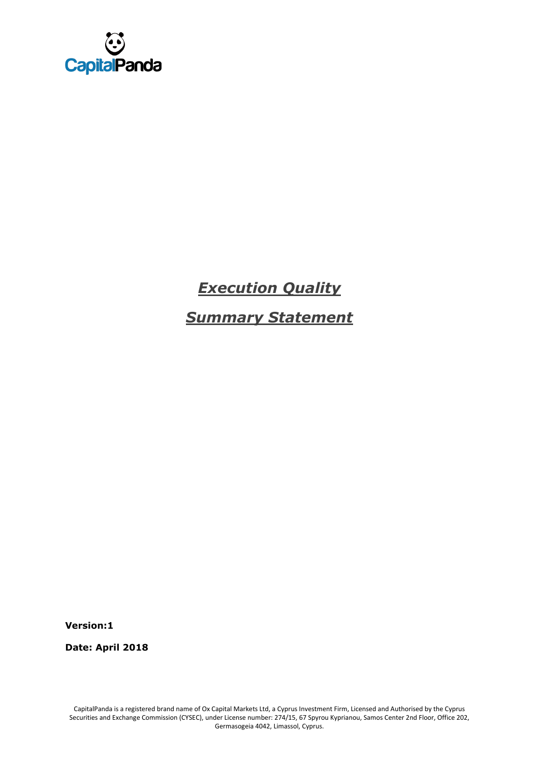CapitalPanda

# ***Execution Quality***

# ***Summary Statement***

**Version:1**

**Date: April 2018**

CapitalPanda is a registered brand name of Ox Capital Markets Ltd, a Cyprus Investment Firm, Licensed and Authorised by the Cyprus Securities and Exchange Commission (CYSEC), under License number: 274/15, 67 Spyrou Kyprianou, Samos Center 2nd Floor, Office 202, Germasogeia 4042, Limassol, Cyprus.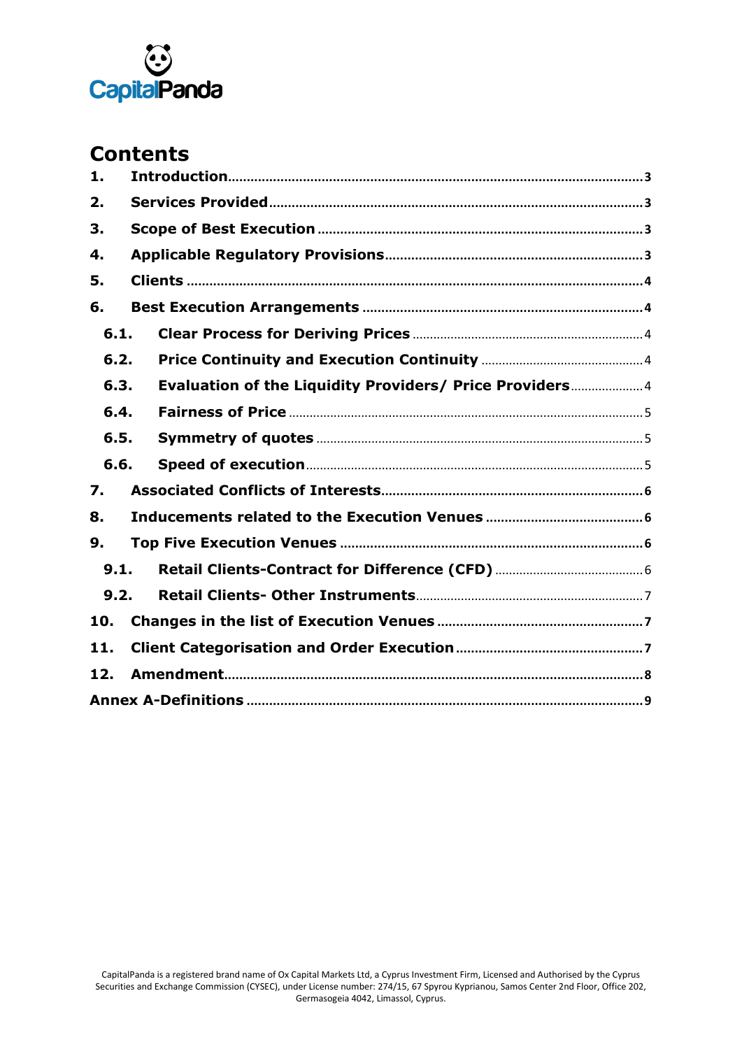# Contents

- 1. Introduction ..... 3
- 2. Services Provided ..... 3
- 3. Scope of Best Execution ..... 3
- 4. Applicable Regulatory Provisions ..... 3
- 5. Clients ..... 4
- 6. Best Execution Arrangements ..... 4
  - 6.1. Clear Process for Deriving Prices ..... 4
  - 6.2. Price Continuity and Execution Continuity ..... 4
  - 6.3. Evaluation of the Liquidity Providers/ Price Providers ..... 4
  - 6.4. Fairness of Price ..... 5
  - 6.5. Symmetry of quotes ..... 5
  - 6.6. Speed of execution ..... 5
- 7. Associated Conflicts of Interests ..... 6
- 8. Inducements related to the Execution Venues ..... 6
- 9. Top Five Execution Venues ..... 6
  - 9.1. Retail Clients-Contract for Difference (CFD) ..... 6
  - 9.2. Retail Clients- Other Instruments ..... 7
- 10. Changes in the list of Execution Venues ..... 7
- 11. Client Categorisation and Order Execution ..... 7
- 12. Amendment ..... 8
- Annex A-Definitions ..... 9

CapitalPanda is a registered brand name of Ox Capital Markets Ltd, a Cyprus Investment Firm, Licensed and Authorised by the Cyprus Securities and Exchange Commission (CYSEC), under License number: 274/15, 67 Spyrou Kyprianou, Samos Center 2nd Floor, Office 202, Germasogeia 4042, Limassol, Cyprus.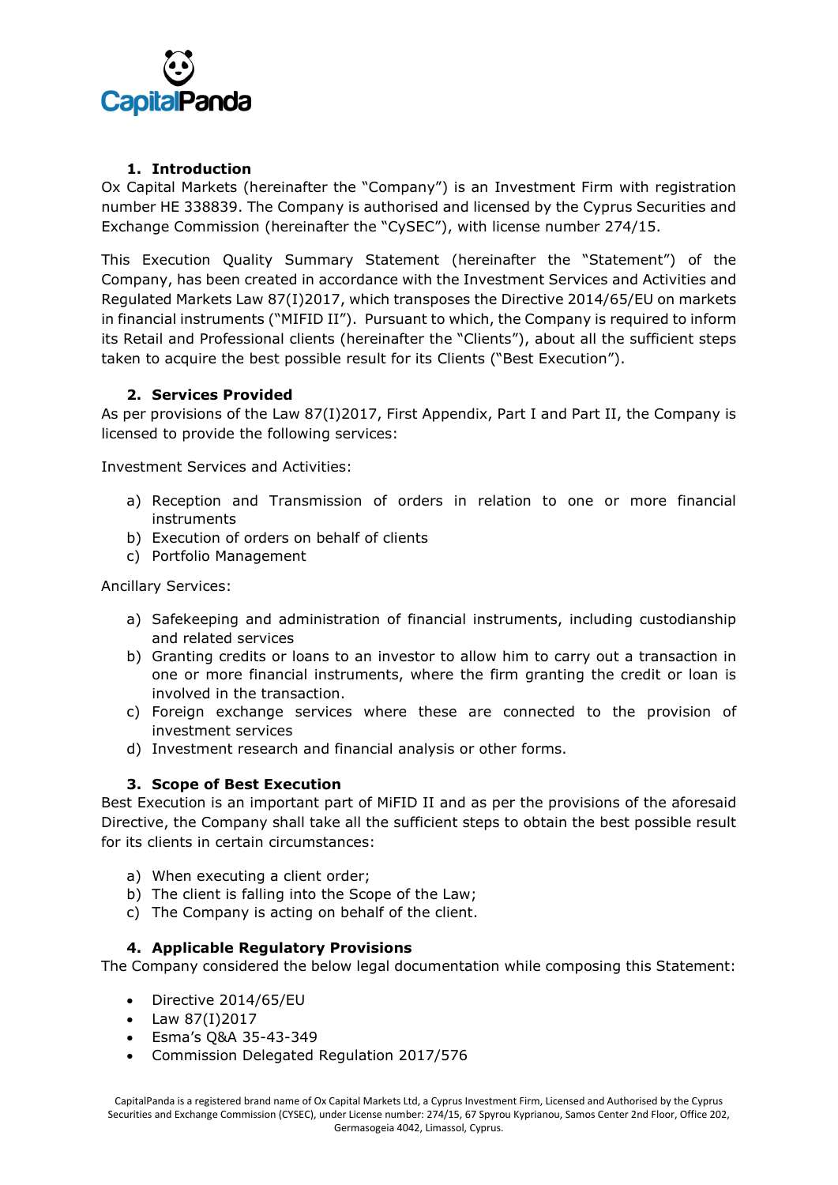## 1. Introduction

Ox Capital Markets (hereinafter the "Company") is an Investment Firm with registration number HE 338839. The Company is authorised and licensed by the Cyprus Securities and Exchange Commission (hereinafter the "CySEC"), with license number 274/15.

This Execution Quality Summary Statement (hereinafter the "Statement") of the Company, has been created in accordance with the Investment Services and Activities and Regulated Markets Law 87(I)2017, which transposes the Directive 2014/65/EU on markets in financial instruments ("MIFID II"). Pursuant to which, the Company is required to inform its Retail and Professional clients (hereinafter the "Clients"), about all the sufficient steps taken to acquire the best possible result for its Clients ("Best Execution").

## 2. Services Provided

As per provisions of the Law 87(I)2017, First Appendix, Part I and Part II, the Company is licensed to provide the following services:

Investment Services and Activities:

a) Reception and Transmission of orders in relation to one or more financial instruments
b) Execution of orders on behalf of clients
c) Portfolio Management

Ancillary Services:

a) Safekeeping and administration of financial instruments, including custodianship and related services
b) Granting credits or loans to an investor to allow him to carry out a transaction in one or more financial instruments, where the firm granting the credit or loan is involved in the transaction.
c) Foreign exchange services where these are connected to the provision of investment services
d) Investment research and financial analysis or other forms.

## 3. Scope of Best Execution

Best Execution is an important part of MiFID II and as per the provisions of the aforesaid Directive, the Company shall take all the sufficient steps to obtain the best possible result for its clients in certain circumstances:

a) When executing a client order;
b) The client is falling into the Scope of the Law;
c) The Company is acting on behalf of the client.

## 4. Applicable Regulatory Provisions

The Company considered the below legal documentation while composing this Statement:

- Directive 2014/65/EU
- Law 87(I)2017
- Esma's Q&A 35-43-349
- Commission Delegated Regulation 2017/576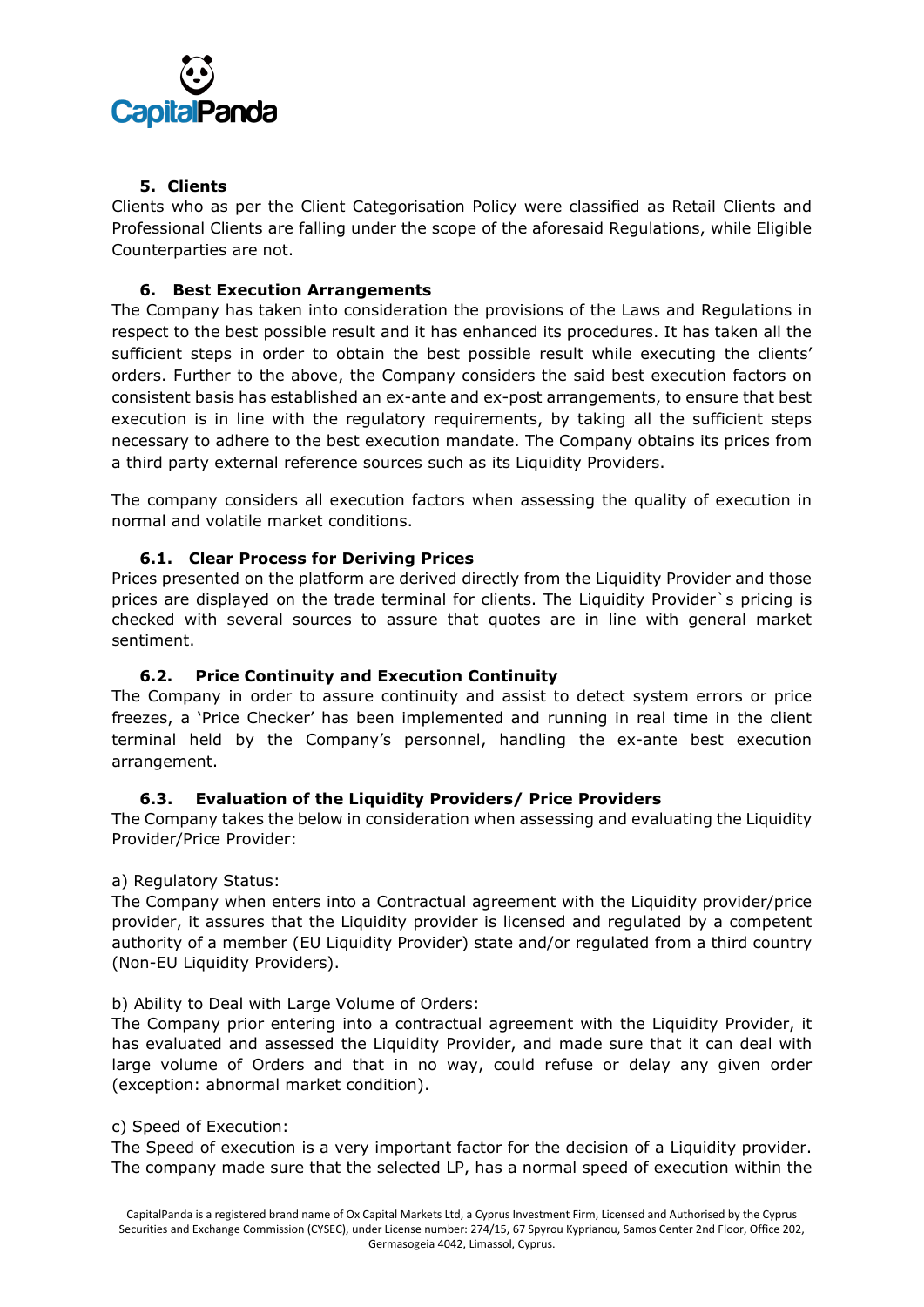## 5. Clients

Clients who as per the Client Categorisation Policy were classified as Retail Clients and Professional Clients are falling under the scope of the aforesaid Regulations, while Eligible Counterparties are not.

## 6. Best Execution Arrangements

The Company has taken into consideration the provisions of the Laws and Regulations in respect to the best possible result and it has enhanced its procedures. It has taken all the sufficient steps in order to obtain the best possible result while executing the clients' orders. Further to the above, the Company considers the said best execution factors on consistent basis has established an ex-ante and ex-post arrangements, to ensure that best execution is in line with the regulatory requirements, by taking all the sufficient steps necessary to adhere to the best execution mandate. The Company obtains its prices from a third party external reference sources such as its Liquidity Providers.

The company considers all execution factors when assessing the quality of execution in normal and volatile market conditions.

### 6.1. Clear Process for Deriving Prices

Prices presented on the platform are derived directly from the Liquidity Provider and those prices are displayed on the trade terminal for clients. The Liquidity Provider`s pricing is checked with several sources to assure that quotes are in line with general market sentiment.

### 6.2. Price Continuity and Execution Continuity

The Company in order to assure continuity and assist to detect system errors or price freezes, a 'Price Checker' has been implemented and running in real time in the client terminal held by the Company's personnel, handling the ex-ante best execution arrangement.

### 6.3. Evaluation of the Liquidity Providers/ Price Providers

The Company takes the below in consideration when assessing and evaluating the Liquidity Provider/Price Provider:

a) Regulatory Status:

The Company when enters into a Contractual agreement with the Liquidity provider/price provider, it assures that the Liquidity provider is licensed and regulated by a competent authority of a member (EU Liquidity Provider) state and/or regulated from a third country (Non-EU Liquidity Providers).

b) Ability to Deal with Large Volume of Orders:

The Company prior entering into a contractual agreement with the Liquidity Provider, it has evaluated and assessed the Liquidity Provider, and made sure that it can deal with large volume of Orders and that in no way, could refuse or delay any given order (exception: abnormal market condition).

c) Speed of Execution:

The Speed of execution is a very important factor for the decision of a Liquidity provider. The company made sure that the selected LP, has a normal speed of execution within the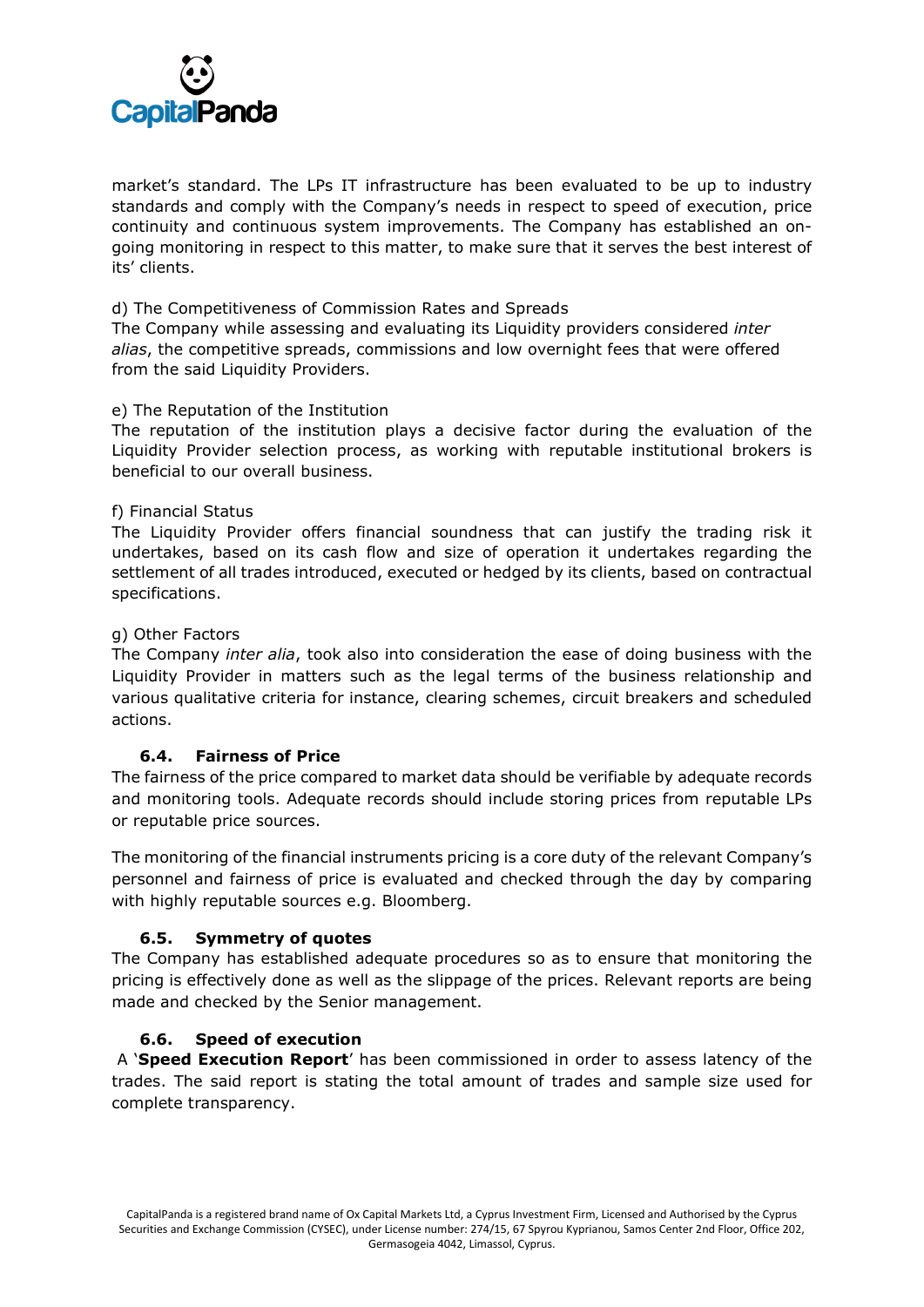market's standard. The LPs IT infrastructure has been evaluated to be up to industry standards and comply with the Company's needs in respect to speed of execution, price continuity and continuous system improvements. The Company has established an on-going monitoring in respect to this matter, to make sure that it serves the best interest of its' clients.

d) The Competitiveness of Commission Rates and Spreads
The Company while assessing and evaluating its Liquidity providers considered *inter alias*, the competitive spreads, commissions and low overnight fees that were offered from the said Liquidity Providers.

e) The Reputation of the Institution
The reputation of the institution plays a decisive factor during the evaluation of the Liquidity Provider selection process, as working with reputable institutional brokers is beneficial to our overall business.

f) Financial Status
The Liquidity Provider offers financial soundness that can justify the trading risk it undertakes, based on its cash flow and size of operation it undertakes regarding the settlement of all trades introduced, executed or hedged by its clients, based on contractual specifications.

g) Other Factors
The Company *inter alia*, took also into consideration the ease of doing business with the Liquidity Provider in matters such as the legal terms of the business relationship and various qualitative criteria for instance, clearing schemes, circuit breakers and scheduled actions.

### 6.4. Fairness of Price

The fairness of the price compared to market data should be verifiable by adequate records and monitoring tools. Adequate records should include storing prices from reputable LPs or reputable price sources.

The monitoring of the financial instruments pricing is a core duty of the relevant Company's personnel and fairness of price is evaluated and checked through the day by comparing with highly reputable sources e.g. Bloomberg.

### 6.5. Symmetry of quotes

The Company has established adequate procedures so as to ensure that monitoring the pricing is effectively done as well as the slippage of the prices. Relevant reports are being made and checked by the Senior management.

### 6.6. Speed of execution

A '**Speed Execution Report**' has been commissioned in order to assess latency of the trades. The said report is stating the total amount of trades and sample size used for complete transparency.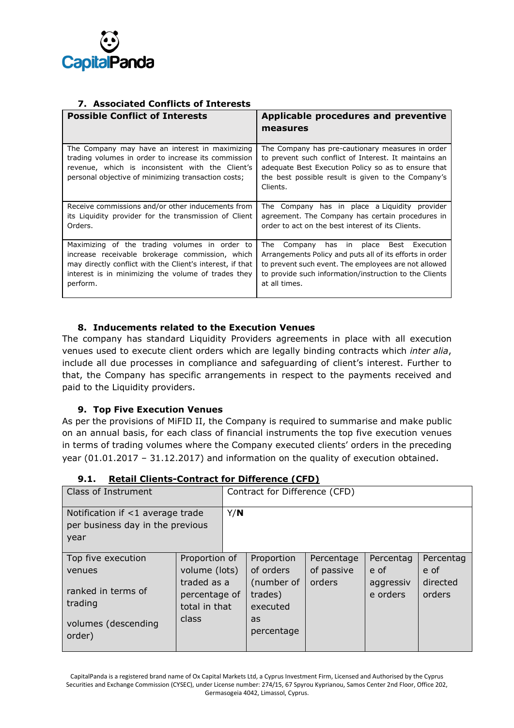## 7. Associated Conflicts of Interests

| Possible Conflict of Interests | Applicable procedures and preventive measures |
|---|---|
| The Company may have an interest in maximizing trading volumes in order to increase its commission revenue, which is inconsistent with the Client's personal objective of minimizing transaction costs; | The Company has pre-cautionary measures in order to prevent such conflict of Interest. It maintains an adequate Best Execution Policy so as to ensure that the best possible result is given to the Company's Clients. |
| Receive commissions and/or other inducements from its Liquidity provider for the transmission of Client Orders. | The Company has in place a Liquidity provider agreement. The Company has certain procedures in order to act on the best interest of its Clients. |
| Maximizing of the trading volumes in order to increase receivable brokerage commission, which may directly conflict with the Client's interest, if that interest is in minimizing the volume of trades they perform. | The Company has in place Best Execution Arrangements Policy and puts all of its efforts in order to prevent such event. The employees are not allowed to provide such information/instruction to the Clients at all times. |

## 8. Inducements related to the Execution Venues

The company has standard Liquidity Providers agreements in place with all execution venues used to execute client orders which are legally binding contracts which *inter alia*, include all due processes in compliance and safeguarding of client's interest. Further to that, the Company has specific arrangements in respect to the payments received and paid to the Liquidity providers.

## 9. Top Five Execution Venues

As per the provisions of MiFID II, the Company is required to summarise and make public on an annual basis, for each class of financial instruments the top five execution venues in terms of trading volumes where the Company executed clients' orders in the preceding year (01.01.2017 – 31.12.2017) and information on the quality of execution obtained.

### 9.1. Retail Clients-Contract for Difference (CFD)

| Class of Instrument | Contract for Difference (CFD) | | | | |
|---|---|---|---|---|---|
| Notification if <1 average trade per business day in the previous year | Y/**N** | | | | |
| Top five execution venues ranked in terms of trading volumes (descending order) | Proportion of volume (lots) traded as a percentage of total in that class | Proportion of orders (number of trades) executed as percentage | Percentage of passive orders | Percentage of aggressive orders | Percentage of directed orders |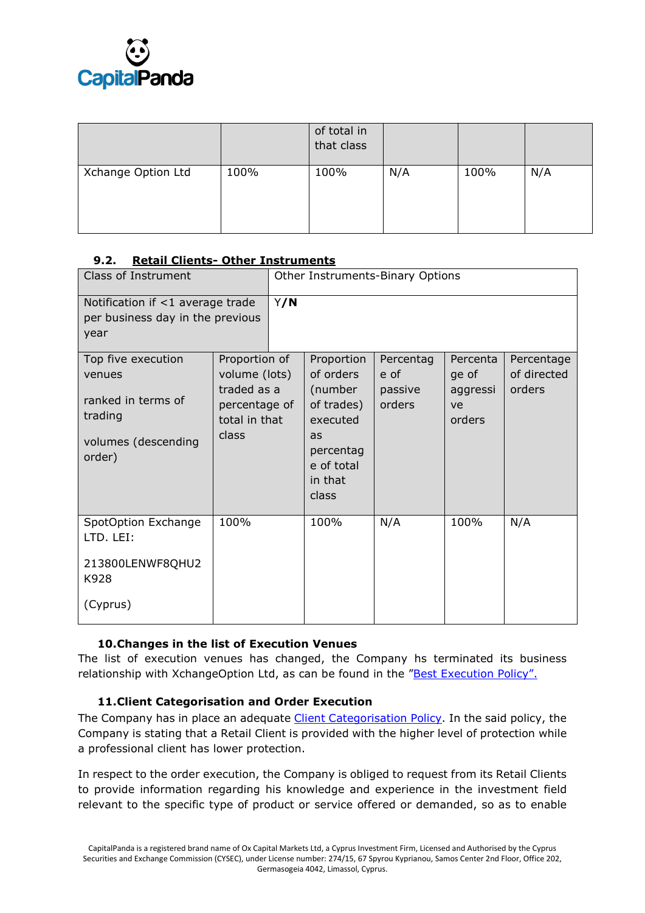| | | of total in that class | | | |
|---|---|---|---|---|---|
| Xchange Option Ltd | 100% | 100% | N/A | 100% | N/A |

### 9.2. Retail Clients- Other Instruments

| Class of Instrument | Other Instruments-Binary Options | | | | |
|---|---|---|---|---|---|
| Notification if <1 average trade per business day in the previous year | Y/**N** | | | | |
| Top five execution venues ranked in terms of trading volumes (descending order) | Proportion of volume (lots) traded as a percentage of total in that class | Proportion of orders (number of trades) executed as percentage of total in that class | Percentage of passive orders | Percentage of aggressive orders | Percentage of directed orders |
| SpotOption Exchange LTD. LEI: 213800LENWF8QHU2K928 (Cyprus) | 100% | 100% | N/A | 100% | N/A |

### 10. Changes in the list of Execution Venues

The list of execution venues has changed, the Company hs terminated its business relationship with XchangeOption Ltd, as can be found in the "Best Execution Policy".

### 11. Client Categorisation and Order Execution

The Company has in place an adequate Client Categorisation Policy. In the said policy, the Company is stating that a Retail Client is provided with the higher level of protection while a professional client has lower protection.

In respect to the order execution, the Company is obliged to request from its Retail Clients to provide information regarding his knowledge and experience in the investment field relevant to the specific type of product or service offered or demanded, so as to enable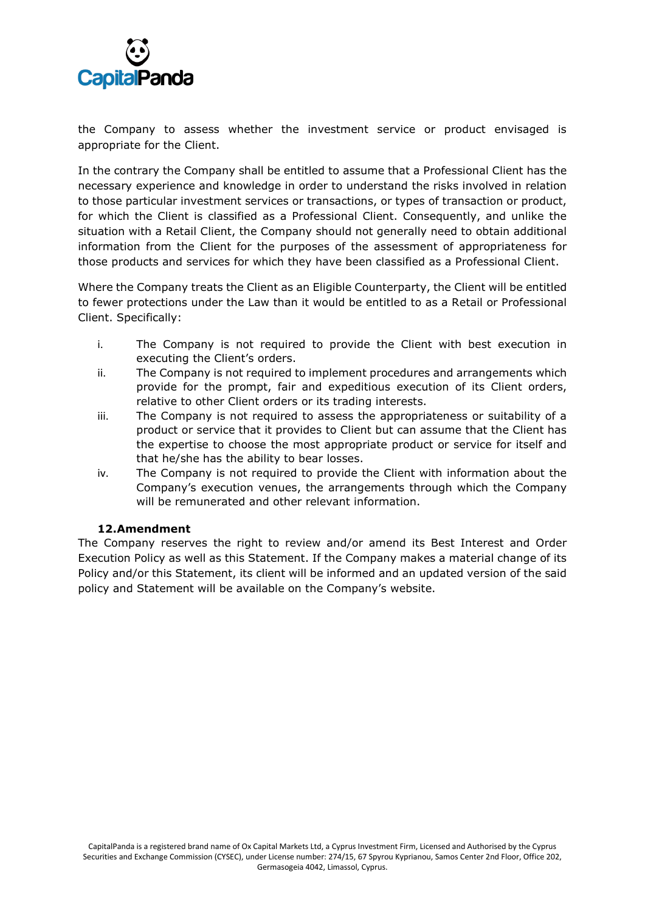the Company to assess whether the investment service or product envisaged is appropriate for the Client.

In the contrary the Company shall be entitled to assume that a Professional Client has the necessary experience and knowledge in order to understand the risks involved in relation to those particular investment services or transactions, or types of transaction or product, for which the Client is classified as a Professional Client. Consequently, and unlike the situation with a Retail Client, the Company should not generally need to obtain additional information from the Client for the purposes of the assessment of appropriateness for those products and services for which they have been classified as a Professional Client.

Where the Company treats the Client as an Eligible Counterparty, the Client will be entitled to fewer protections under the Law than it would be entitled to as a Retail or Professional Client. Specifically:

i. The Company is not required to provide the Client with best execution in executing the Client's orders.
ii. The Company is not required to implement procedures and arrangements which provide for the prompt, fair and expeditious execution of its Client orders, relative to other Client orders or its trading interests.
iii. The Company is not required to assess the appropriateness or suitability of a product or service that it provides to Client but can assume that the Client has the expertise to choose the most appropriate product or service for itself and that he/she has the ability to bear losses.
iv. The Company is not required to provide the Client with information about the Company's execution venues, the arrangements through which the Company will be remunerated and other relevant information.

## 12.Amendment

The Company reserves the right to review and/or amend its Best Interest and Order Execution Policy as well as this Statement. If the Company makes a material change of its Policy and/or this Statement, its client will be informed and an updated version of the said policy and Statement will be available on the Company's website.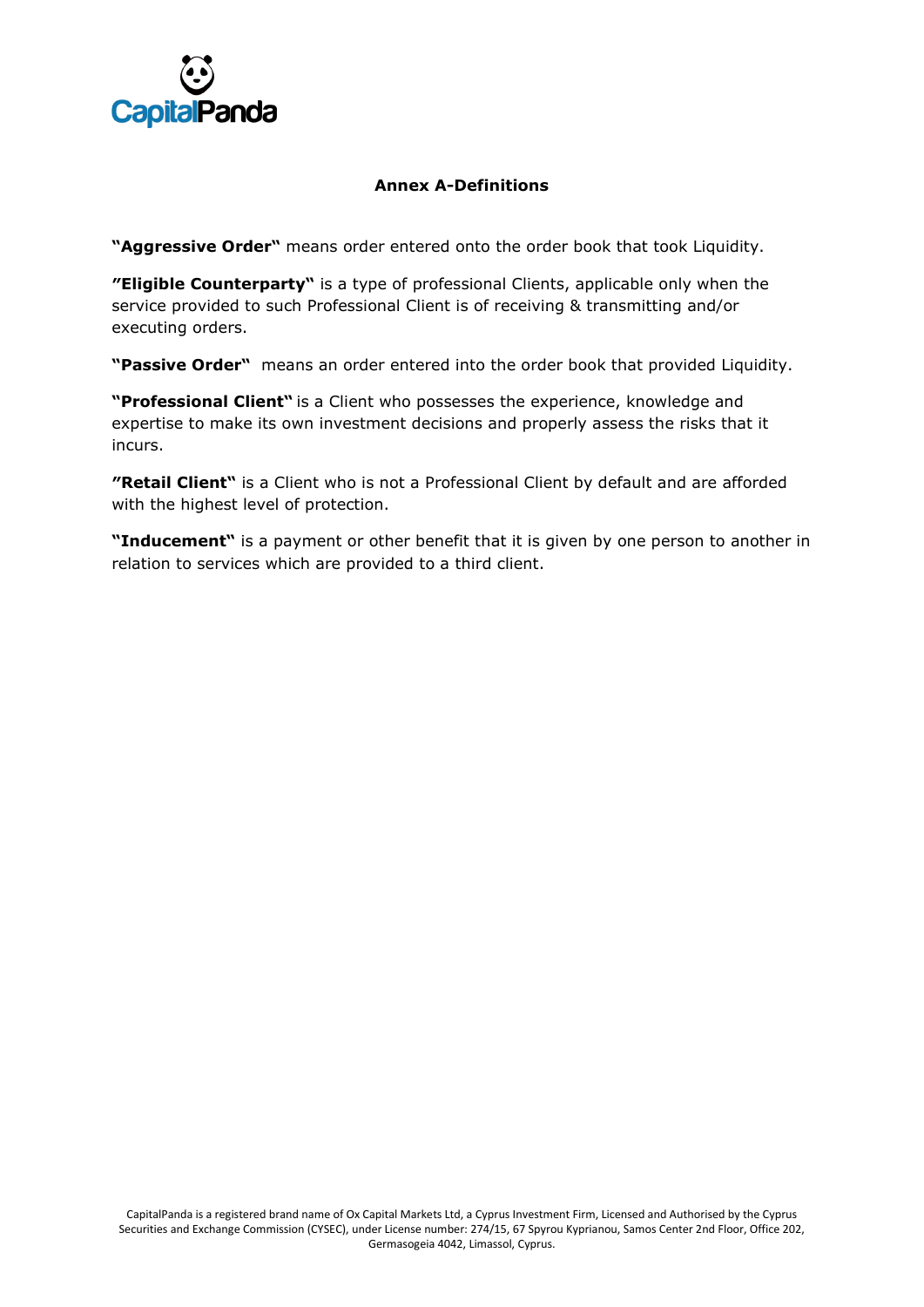## Annex A-Definitions

**"Aggressive Order"** means order entered onto the order book that took Liquidity.

**"Eligible Counterparty"** is a type of professional Clients, applicable only when the service provided to such Professional Client is of receiving & transmitting and/or executing orders.

**"Passive Order"** means an order entered into the order book that provided Liquidity.

**"Professional Client"** is a Client who possesses the experience, knowledge and expertise to make its own investment decisions and properly assess the risks that it incurs.

**"Retail Client"** is a Client who is not a Professional Client by default and are afforded with the highest level of protection.

**"Inducement"** is a payment or other benefit that it is given by one person to another in relation to services which are provided to a third client.